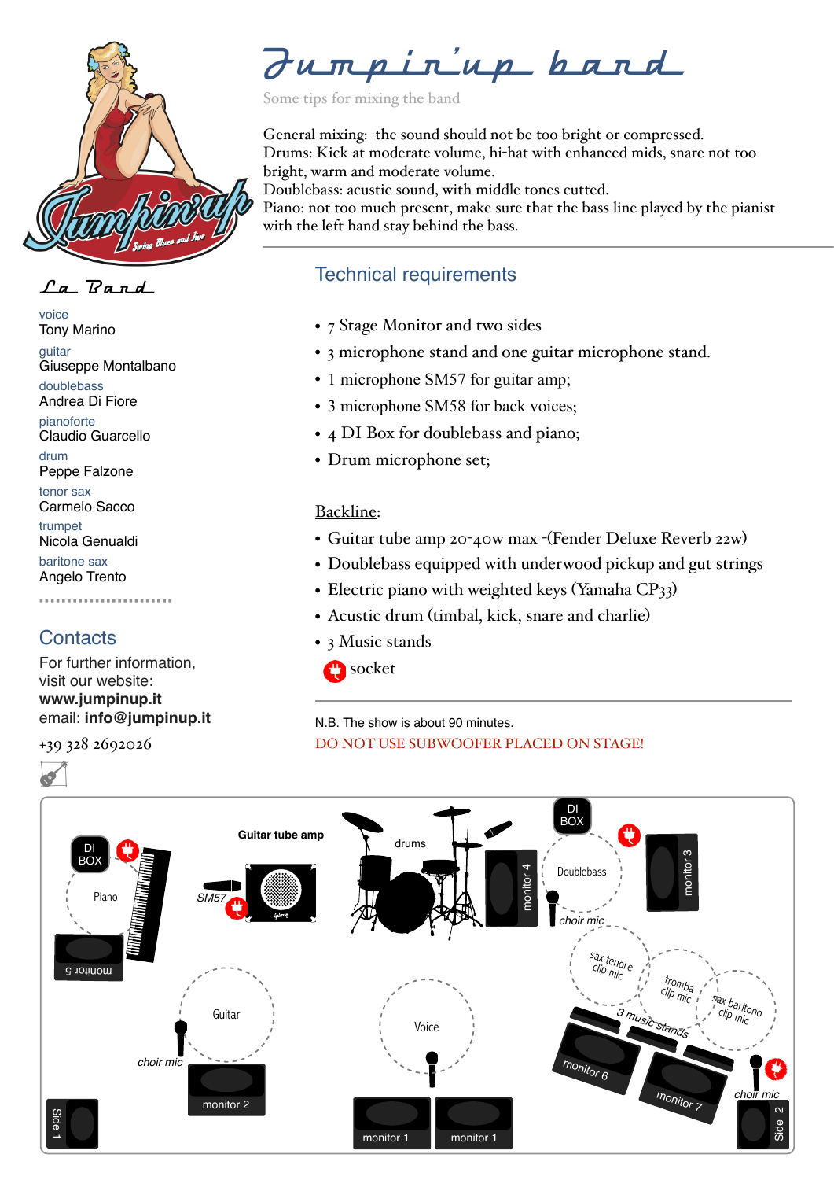# Jumpin'up band

Some tips for mixing the band

General mixing: the sound should not be too bright or compressed.
Drums: Kick at moderate volume, hi-hat with enhanced mids, snare not too bright, warm and moderate volume.
Doublebass: acustic sound, with middle tones cutted.
Piano: not too much present, make sure that the bass line played by the pianist with the left hand stay behind the bass.

## La Band

voice
Tony Marino

guitar
Giuseppe Montalbano

doublebass
Andrea Di Fiore

pianoforte
Claudio Guarcello

drum
Peppe Falzone

tenor sax
Carmelo Sacco

trumpet
Nicola Genualdi

baritone sax
Angelo Trento

## Contacts

For further information, visit our website:
**www.jumpinup.it**
email: **info@jumpinup.it**
+39 328 2692026

## Technical requirements

- 7 Stage Monitor and two sides
- 3 microphone stand and one guitar microphone stand.
- 1 microphone SM57 for guitar amp;
- 3 microphone SM58 for back voices;
- 4 DI Box for doublebass and piano;
- Drum microphone set;

Backline:

- Guitar tube amp 20-40w max -(Fender Deluxe Reverb 22w)
- Doublebass equipped with underwood pickup and gut strings
- Electric piano with weighted keys (Yamaha CP33)
- Acustic drum (timbal, kick, snare and charlie)
- 3 Music stands
- socket

N.B. The show is about 90 minutes.

DO NOT USE SUBWOOFER PLACED ON STAGE!

DI BOX · Piano · monitor 5 · Guitar tube amp · SM57 · drums · monitor 4 · DI BOX · Doublebass · monitor 3 · choir mic · Guitar · choir mic · monitor 2 · Voice · sax tenore clip mic · tromba clip mic · sax baritono clip mic · 3 music stands · monitor 6 · monitor 7 · choir mic · Side 1 · monitor 1 · monitor 1 · Side 2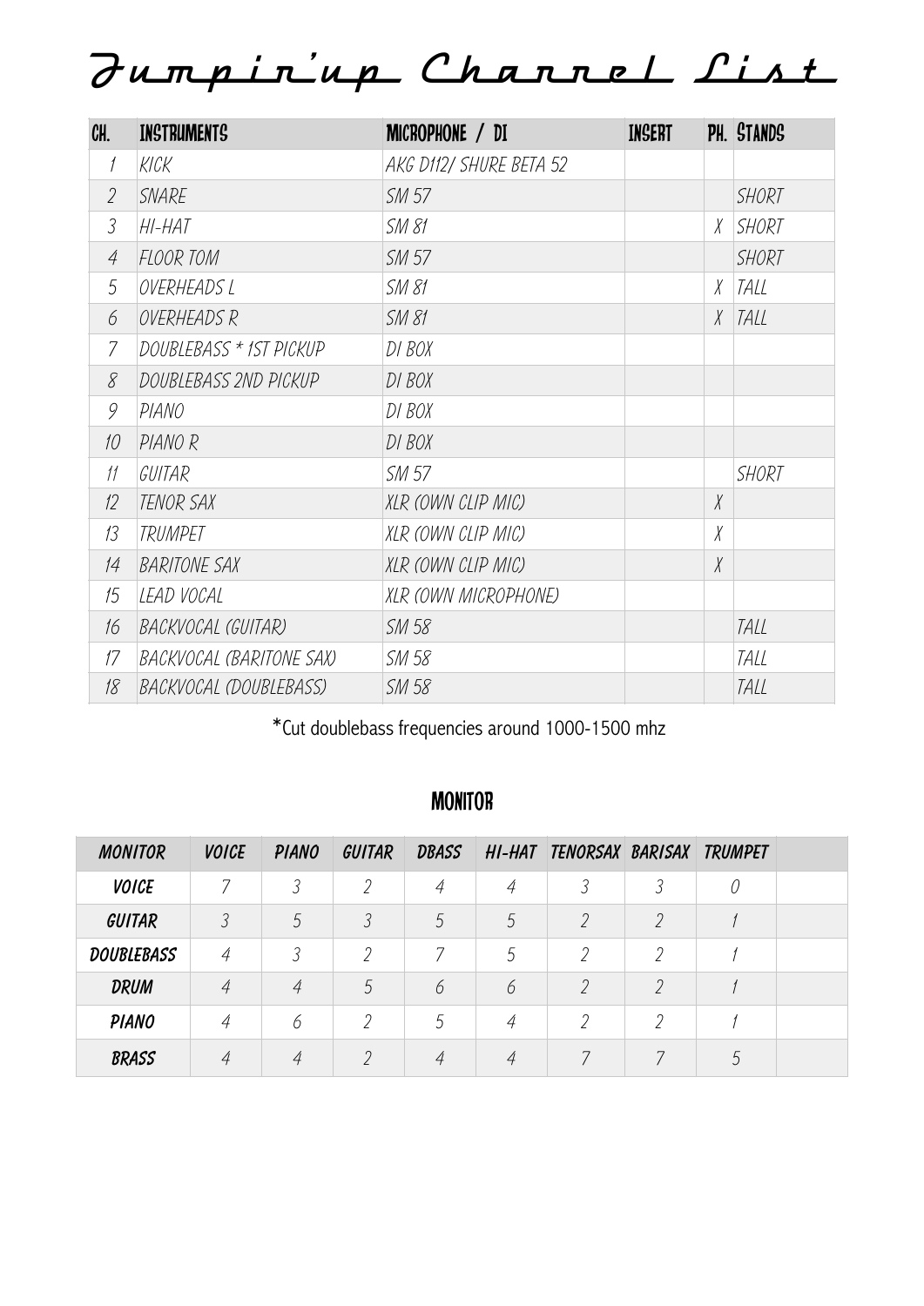# Jumpin'up Channel List

| CH. | INSTRUMENTS | MICROPHONE / DI | INSERT | PH. | STANDS |
|---|---|---|---|---|---|
| 1 | KICK | AKG D112/ SHURE BETA 52 | | | |
| 2 | SNARE | SM 57 | | | SHORT |
| 3 | HI-HAT | SM 81 | | X | SHORT |
| 4 | FLOOR TOM | SM 57 | | | SHORT |
| 5 | OVERHEADS L | SM 81 | | X | TALL |
| 6 | OVERHEADS R | SM 81 | | X | TALL |
| 7 | DOUBLEBASS * 1ST PICKUP | DI BOX | | | |
| 8 | DOUBLEBASS 2ND PICKUP | DI BOX | | | |
| 9 | PIANO | DI BOX | | | |
| 10 | PIANO R | DI BOX | | | |
| 11 | GUITAR | SM 57 | | | SHORT |
| 12 | TENOR SAX | XLR (OWN CLIP MIC) | | X | |
| 13 | TRUMPET | XLR (OWN CLIP MIC) | | X | |
| 14 | BARITONE SAX | XLR (OWN CLIP MIC) | | X | |
| 15 | LEAD VOCAL | XLR (OWN MICROPHONE) | | | |
| 16 | BACKVOCAL (GUITAR) | SM 58 | | | TALL |
| 17 | BACKVOCAL (BARITONE SAX) | SM 58 | | | TALL |
| 18 | BACKVOCAL (DOUBLEBASS) | SM 58 | | | TALL |

*Cut doublebass frequencies around 1000-1500 mhz

## MONITOR

| MONITOR | VOICE | PIANO | GUITAR | DBASS | HI-HAT | TENORSAX | BARISAX | TRUMPET | |
|---|---|---|---|---|---|---|---|---|---|
| VOICE | 7 | 3 | 2 | 4 | 4 | 3 | 3 | 0 | |
| GUITAR | 3 | 5 | 3 | 5 | 5 | 2 | 2 | 1 | |
| DOUBLEBASS | 4 | 3 | 2 | 7 | 5 | 2 | 2 | 1 | |
| DRUM | 4 | 4 | 5 | 6 | 6 | 2 | 2 | 1 | |
| PIANO | 4 | 6 | 2 | 5 | 4 | 2 | 2 | 1 | |
| BRASS | 4 | 4 | 2 | 4 | 4 | 7 | 7 | 5 | |